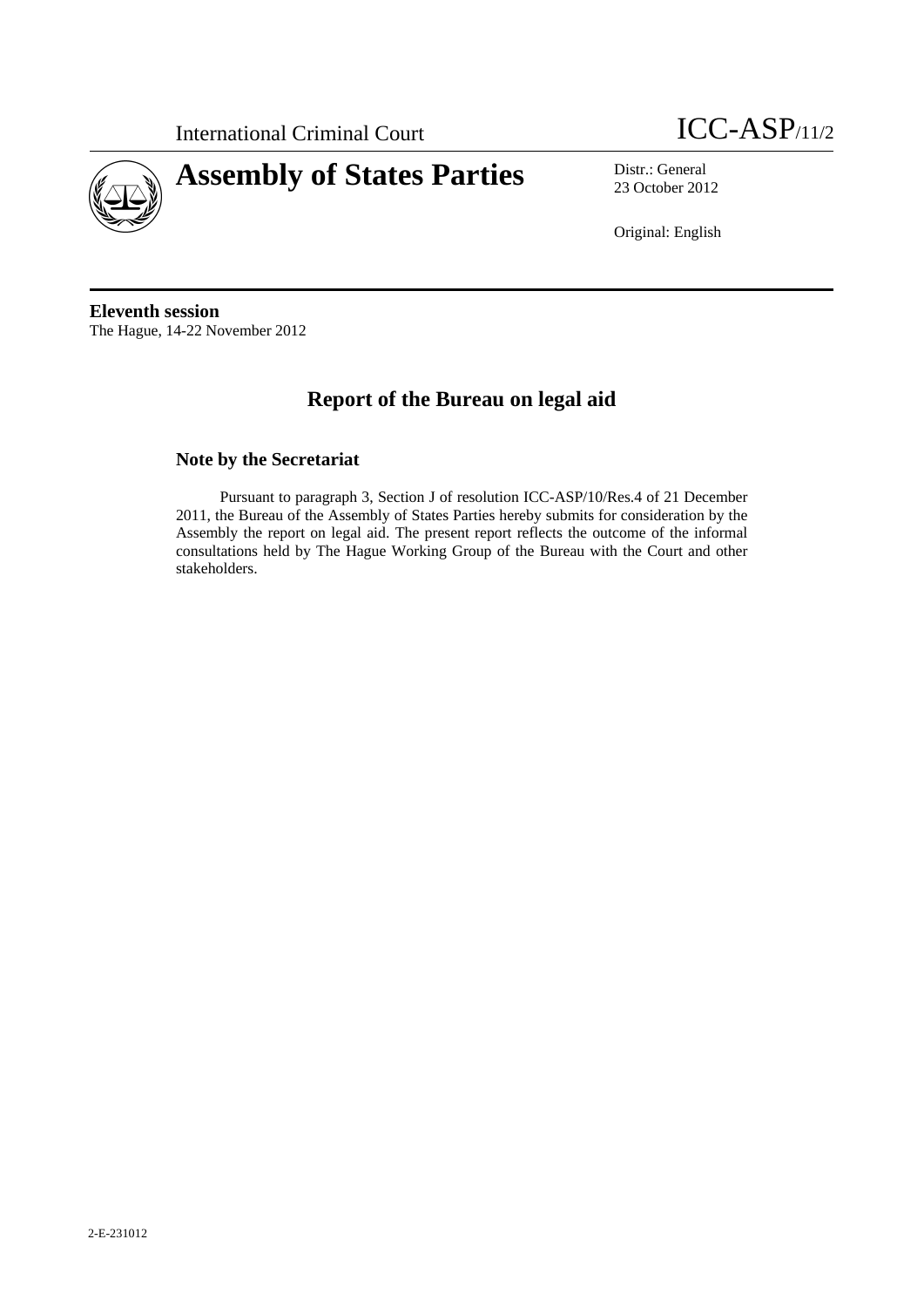International Criminal Court

ICC-ASP/11/2

# Assembly of States Parties

Distr.: General
23 October 2012

Original: English

**Eleventh session**
The Hague, 14-22 November 2012

## Report of the Bureau on legal aid

### Note by the Secretariat

Pursuant to paragraph 3, Section J of resolution ICC-ASP/10/Res.4 of 21 December 2011, the Bureau of the Assembly of States Parties hereby submits for consideration by the Assembly the report on legal aid. The present report reflects the outcome of the informal consultations held by The Hague Working Group of the Bureau with the Court and other stakeholders.

2-E-231012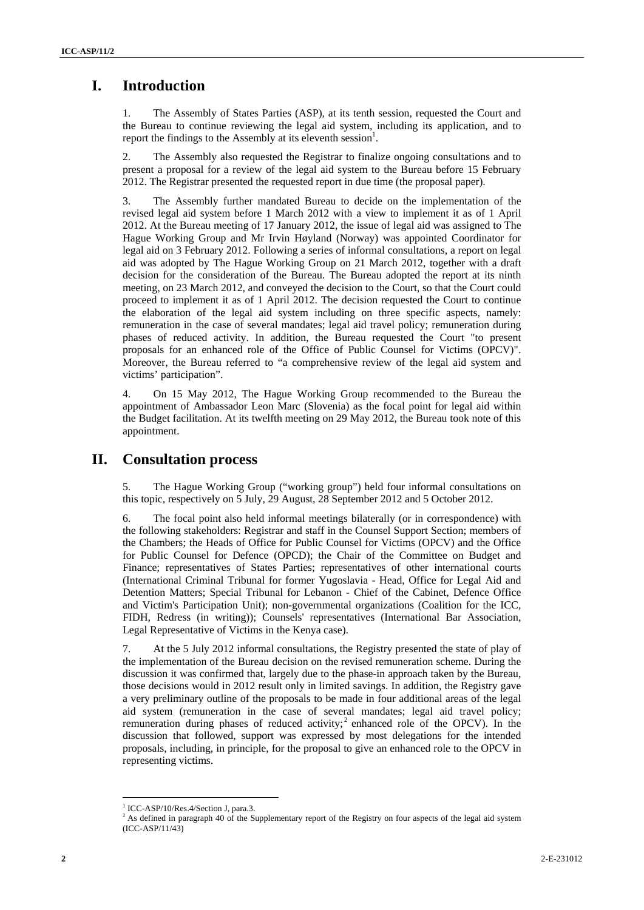# I. Introduction

1. The Assembly of States Parties (ASP), at its tenth session, requested the Court and the Bureau to continue reviewing the legal aid system, including its application, and to report the findings to the Assembly at its eleventh session[1].

2. The Assembly also requested the Registrar to finalize ongoing consultations and to present a proposal for a review of the legal aid system to the Bureau before 15 February 2012. The Registrar presented the requested report in due time (the proposal paper).

3. The Assembly further mandated Bureau to decide on the implementation of the revised legal aid system before 1 March 2012 with a view to implement it as of 1 April 2012. At the Bureau meeting of 17 January 2012, the issue of legal aid was assigned to The Hague Working Group and Mr Irvin Høyland (Norway) was appointed Coordinator for legal aid on 3 February 2012. Following a series of informal consultations, a report on legal aid was adopted by The Hague Working Group on 21 March 2012, together with a draft decision for the consideration of the Bureau. The Bureau adopted the report at its ninth meeting, on 23 March 2012, and conveyed the decision to the Court, so that the Court could proceed to implement it as of 1 April 2012. The decision requested the Court to continue the elaboration of the legal aid system including on three specific aspects, namely: remuneration in the case of several mandates; legal aid travel policy; remuneration during phases of reduced activity. In addition, the Bureau requested the Court "to present proposals for an enhanced role of the Office of Public Counsel for Victims (OPCV)". Moreover, the Bureau referred to "a comprehensive review of the legal aid system and victims' participation".

4. On 15 May 2012, The Hague Working Group recommended to the Bureau the appointment of Ambassador Leon Marc (Slovenia) as the focal point for legal aid within the Budget facilitation. At its twelfth meeting on 29 May 2012, the Bureau took note of this appointment.

# II. Consultation process

5. The Hague Working Group ("working group") held four informal consultations on this topic, respectively on 5 July, 29 August, 28 September 2012 and 5 October 2012.

6. The focal point also held informal meetings bilaterally (or in correspondence) with the following stakeholders: Registrar and staff in the Counsel Support Section; members of the Chambers; the Heads of Office for Public Counsel for Victims (OPCV) and the Office for Public Counsel for Defence (OPCD); the Chair of the Committee on Budget and Finance; representatives of States Parties; representatives of other international courts (International Criminal Tribunal for former Yugoslavia - Head, Office for Legal Aid and Detention Matters; Special Tribunal for Lebanon - Chief of the Cabinet, Defence Office and Victim's Participation Unit); non-governmental organizations (Coalition for the ICC, FIDH, Redress (in writing)); Counsels' representatives (International Bar Association, Legal Representative of Victims in the Kenya case).

7. At the 5 July 2012 informal consultations, the Registry presented the state of play of the implementation of the Bureau decision on the revised remuneration scheme. During the discussion it was confirmed that, largely due to the phase-in approach taken by the Bureau, those decisions would in 2012 result only in limited savings. In addition, the Registry gave a very preliminary outline of the proposals to be made in four additional areas of the legal aid system (remuneration in the case of several mandates; legal aid travel policy; remuneration during phases of reduced activity;[2] enhanced role of the OPCV). In the discussion that followed, support was expressed by most delegations for the intended proposals, including, in principle, for the proposal to give an enhanced role to the OPCV in representing victims.

---

[1] ICC-ASP/10/Res.4/Section J, para.3.

[2] As defined in paragraph 40 of the Supplementary report of the Registry on four aspects of the legal aid system (ICC-ASP/11/43)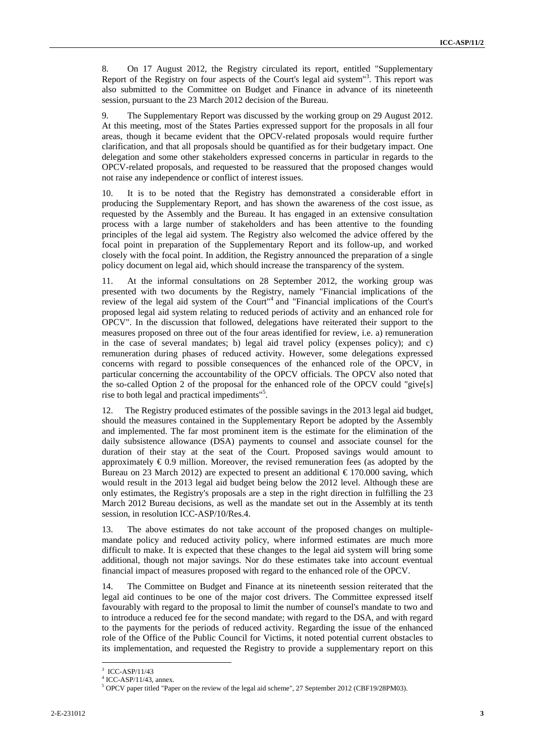8. On 17 August 2012, the Registry circulated its report, entitled "Supplementary Report of the Registry on four aspects of the Court's legal aid system"[3]. This report was also submitted to the Committee on Budget and Finance in advance of its nineteenth session, pursuant to the 23 March 2012 decision of the Bureau.

9. The Supplementary Report was discussed by the working group on 29 August 2012. At this meeting, most of the States Parties expressed support for the proposals in all four areas, though it became evident that the OPCV-related proposals would require further clarification, and that all proposals should be quantified as for their budgetary impact. One delegation and some other stakeholders expressed concerns in particular in regards to the OPCV-related proposals, and requested to be reassured that the proposed changes would not raise any independence or conflict of interest issues.

10. It is to be noted that the Registry has demonstrated a considerable effort in producing the Supplementary Report, and has shown the awareness of the cost issue, as requested by the Assembly and the Bureau. It has engaged in an extensive consultation process with a large number of stakeholders and has been attentive to the founding principles of the legal aid system. The Registry also welcomed the advice offered by the focal point in preparation of the Supplementary Report and its follow-up, and worked closely with the focal point. In addition, the Registry announced the preparation of a single policy document on legal aid, which should increase the transparency of the system.

11. At the informal consultations on 28 September 2012, the working group was presented with two documents by the Registry, namely "Financial implications of the review of the legal aid system of the Court"[4] and "Financial implications of the Court's proposed legal aid system relating to reduced periods of activity and an enhanced role for OPCV". In the discussion that followed, delegations have reiterated their support to the measures proposed on three out of the four areas identified for review, i.e. a) remuneration in the case of several mandates; b) legal aid travel policy (expenses policy); and c) remuneration during phases of reduced activity. However, some delegations expressed concerns with regard to possible consequences of the enhanced role of the OPCV, in particular concerning the accountability of the OPCV officials. The OPCV also noted that the so-called Option 2 of the proposal for the enhanced role of the OPCV could "give[s] rise to both legal and practical impediments"[5].

12. The Registry produced estimates of the possible savings in the 2013 legal aid budget, should the measures contained in the Supplementary Report be adopted by the Assembly and implemented. The far most prominent item is the estimate for the elimination of the daily subsistence allowance (DSA) payments to counsel and associate counsel for the duration of their stay at the seat of the Court. Proposed savings would amount to approximately € 0.9 million. Moreover, the revised remuneration fees (as adopted by the Bureau on 23 March 2012) are expected to present an additional € 170.000 saving, which would result in the 2013 legal aid budget being below the 2012 level. Although these are only estimates, the Registry's proposals are a step in the right direction in fulfilling the 23 March 2012 Bureau decisions, as well as the mandate set out in the Assembly at its tenth session, in resolution ICC-ASP/10/Res.4.

13. The above estimates do not take account of the proposed changes on multiple-mandate policy and reduced activity policy, where informed estimates are much more difficult to make. It is expected that these changes to the legal aid system will bring some additional, though not major savings. Nor do these estimates take into account eventual financial impact of measures proposed with regard to the enhanced role of the OPCV.

14. The Committee on Budget and Finance at its nineteenth session reiterated that the legal aid continues to be one of the major cost drivers. The Committee expressed itself favourably with regard to the proposal to limit the number of counsel's mandate to two and to introduce a reduced fee for the second mandate; with regard to the DSA, and with regard to the payments for the periods of reduced activity. Regarding the issue of the enhanced role of the Office of the Public Council for Victims, it noted potential current obstacles to its implementation, and requested the Registry to provide a supplementary report on this

---

[3] ICC-ASP/11/43

[4] ICC-ASP/11/43, annex.

[5] OPCV paper titled "Paper on the review of the legal aid scheme", 27 September 2012 (CBF19/28PM03).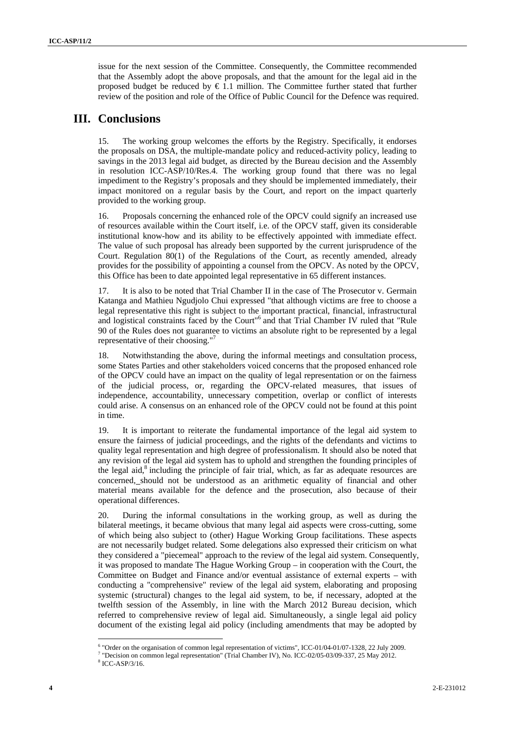issue for the next session of the Committee. Consequently, the Committee recommended that the Assembly adopt the above proposals, and that the amount for the legal aid in the proposed budget be reduced by € 1.1 million. The Committee further stated that further review of the position and role of the Office of Public Council for the Defence was required.

# III. Conclusions

15. The working group welcomes the efforts by the Registry. Specifically, it endorses the proposals on DSA, the multiple-mandate policy and reduced-activity policy, leading to savings in the 2013 legal aid budget, as directed by the Bureau decision and the Assembly in resolution ICC-ASP/10/Res.4. The working group found that there was no legal impediment to the Registry's proposals and they should be implemented immediately, their impact monitored on a regular basis by the Court, and report on the impact quarterly provided to the working group.

16. Proposals concerning the enhanced role of the OPCV could signify an increased use of resources available within the Court itself, i.e. of the OPCV staff, given its considerable institutional know-how and its ability to be effectively appointed with immediate effect. The value of such proposal has already been supported by the current jurisprudence of the Court. Regulation 80(1) of the Regulations of the Court, as recently amended, already provides for the possibility of appointing a counsel from the OPCV. As noted by the OPCV, this Office has been to date appointed legal representative in 65 different instances.

17. It is also to be noted that Trial Chamber II in the case of The Prosecutor v. Germain Katanga and Mathieu Ngudjolo Chui expressed "that although victims are free to choose a legal representative this right is subject to the important practical, financial, infrastructural and logistical constraints faced by the Court"[6] and that Trial Chamber IV ruled that "Rule 90 of the Rules does not guarantee to victims an absolute right to be represented by a legal representative of their choosing."[7]

18. Notwithstanding the above, during the informal meetings and consultation process, some States Parties and other stakeholders voiced concerns that the proposed enhanced role of the OPCV could have an impact on the quality of legal representation or on the fairness of the judicial process, or, regarding the OPCV-related measures, that issues of independence, accountability, unnecessary competition, overlap or conflict of interests could arise. A consensus on an enhanced role of the OPCV could not be found at this point in time.

19. It is important to reiterate the fundamental importance of the legal aid system to ensure the fairness of judicial proceedings, and the rights of the defendants and victims to quality legal representation and high degree of professionalism. It should also be noted that any revision of the legal aid system has to uphold and strengthen the founding principles of the legal aid,[8] including the principle of fair trial, which, as far as adequate resources are concerned, should not be understood as an arithmetic equality of financial and other material means available for the defence and the prosecution, also because of their operational differences.

20. During the informal consultations in the working group, as well as during the bilateral meetings, it became obvious that many legal aid aspects were cross-cutting, some of which being also subject to (other) Hague Working Group facilitations. These aspects are not necessarily budget related. Some delegations also expressed their criticism on what they considered a "piecemeal" approach to the review of the legal aid system. Consequently, it was proposed to mandate The Hague Working Group – in cooperation with the Court, the Committee on Budget and Finance and/or eventual assistance of external experts – with conducting a "comprehensive" review of the legal aid system, elaborating and proposing systemic (structural) changes to the legal aid system, to be, if necessary, adopted at the twelfth session of the Assembly, in line with the March 2012 Bureau decision, which referred to comprehensive review of legal aid. Simultaneously, a single legal aid policy document of the existing legal aid policy (including amendments that may be adopted by

[6] "Order on the organisation of common legal representation of victims", ICC-01/04-01/07-1328, 22 July 2009.

[7] "Decision on common legal representation" (Trial Chamber IV), No. ICC-02/05-03/09-337, 25 May 2012.

[8] ICC-ASP/3/16.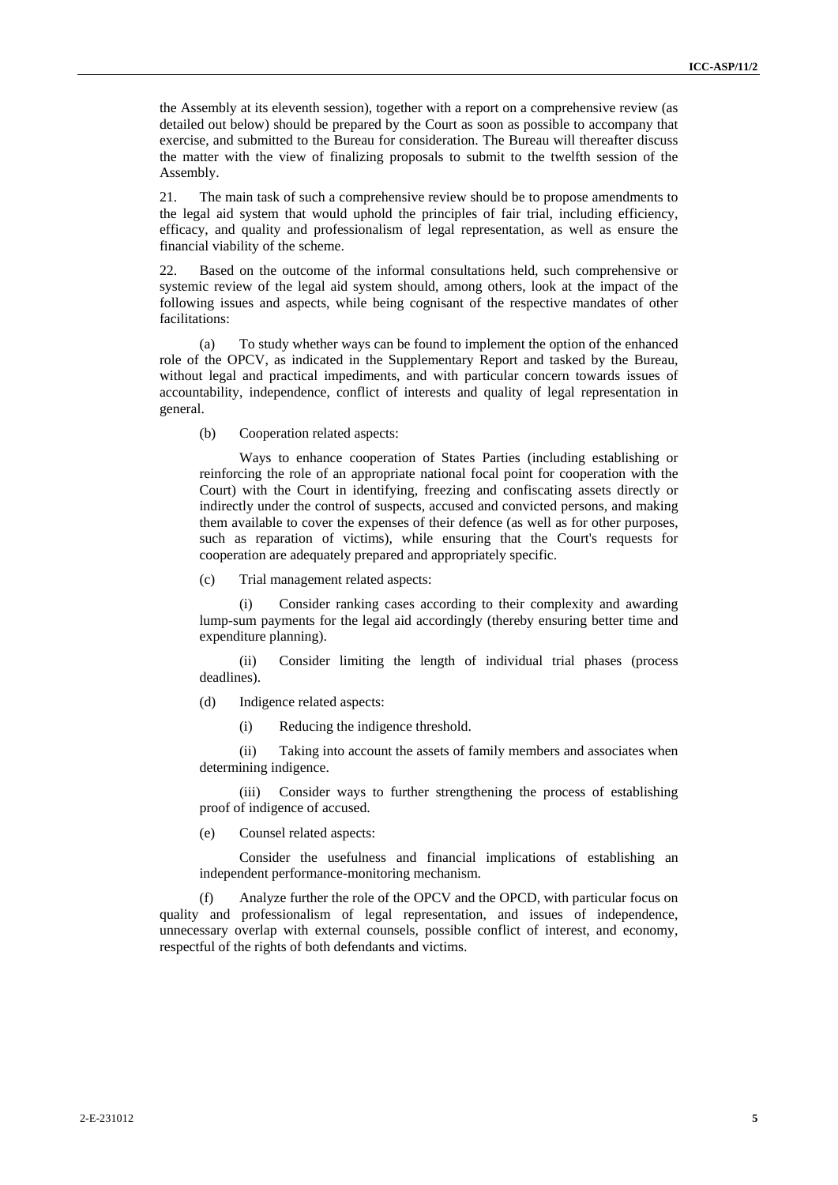the Assembly at its eleventh session), together with a report on a comprehensive review (as detailed out below) should be prepared by the Court as soon as possible to accompany that exercise, and submitted to the Bureau for consideration. The Bureau will thereafter discuss the matter with the view of finalizing proposals to submit to the twelfth session of the Assembly.

21. The main task of such a comprehensive review should be to propose amendments to the legal aid system that would uphold the principles of fair trial, including efficiency, efficacy, and quality and professionalism of legal representation, as well as ensure the financial viability of the scheme.

22. Based on the outcome of the informal consultations held, such comprehensive or systemic review of the legal aid system should, among others, look at the impact of the following issues and aspects, while being cognisant of the respective mandates of other facilitations:

(a) To study whether ways can be found to implement the option of the enhanced role of the OPCV, as indicated in the Supplementary Report and tasked by the Bureau, without legal and practical impediments, and with particular concern towards issues of accountability, independence, conflict of interests and quality of legal representation in general.

(b) Cooperation related aspects:

Ways to enhance cooperation of States Parties (including establishing or reinforcing the role of an appropriate national focal point for cooperation with the Court) with the Court in identifying, freezing and confiscating assets directly or indirectly under the control of suspects, accused and convicted persons, and making them available to cover the expenses of their defence (as well as for other purposes, such as reparation of victims), while ensuring that the Court's requests for cooperation are adequately prepared and appropriately specific.

(c) Trial management related aspects:

(i) Consider ranking cases according to their complexity and awarding lump-sum payments for the legal aid accordingly (thereby ensuring better time and expenditure planning).

(ii) Consider limiting the length of individual trial phases (process deadlines).

(d) Indigence related aspects:

(i) Reducing the indigence threshold.

(ii) Taking into account the assets of family members and associates when determining indigence.

(iii) Consider ways to further strengthening the process of establishing proof of indigence of accused.

(e) Counsel related aspects:

Consider the usefulness and financial implications of establishing an independent performance-monitoring mechanism.

(f) Analyze further the role of the OPCV and the OPCD, with particular focus on quality and professionalism of legal representation, and issues of independence, unnecessary overlap with external counsels, possible conflict of interest, and economy, respectful of the rights of both defendants and victims.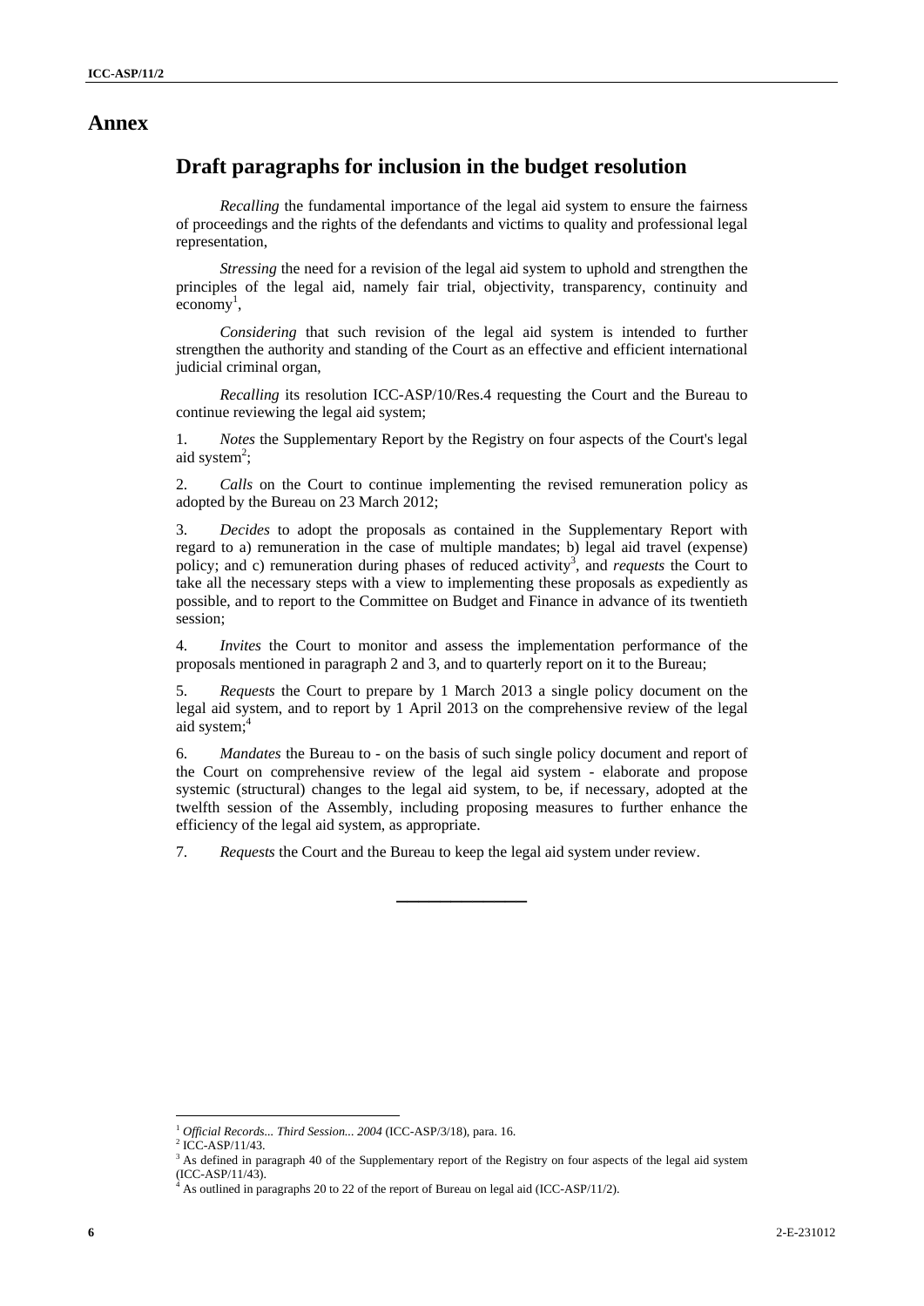# Annex

## Draft paragraphs for inclusion in the budget resolution

*Recalling* the fundamental importance of the legal aid system to ensure the fairness of proceedings and the rights of the defendants and victims to quality and professional legal representation,

*Stressing* the need for a revision of the legal aid system to uphold and strengthen the principles of the legal aid, namely fair trial, objectivity, transparency, continuity and economy[1],

*Considering* that such revision of the legal aid system is intended to further strengthen the authority and standing of the Court as an effective and efficient international judicial criminal organ,

*Recalling* its resolution ICC-ASP/10/Res.4 requesting the Court and the Bureau to continue reviewing the legal aid system;

1. *Notes* the Supplementary Report by the Registry on four aspects of the Court's legal aid system[2];

2. *Calls* on the Court to continue implementing the revised remuneration policy as adopted by the Bureau on 23 March 2012;

3. *Decides* to adopt the proposals as contained in the Supplementary Report with regard to a) remuneration in the case of multiple mandates; b) legal aid travel (expense) policy; and c) remuneration during phases of reduced activity[3], and *requests* the Court to take all the necessary steps with a view to implementing these proposals as expediently as possible, and to report to the Committee on Budget and Finance in advance of its twentieth session;

4. *Invites* the Court to monitor and assess the implementation performance of the proposals mentioned in paragraph 2 and 3, and to quarterly report on it to the Bureau;

5. *Requests* the Court to prepare by 1 March 2013 a single policy document on the legal aid system, and to report by 1 April 2013 on the comprehensive review of the legal aid system;[4]

6. *Mandates* the Bureau to - on the basis of such single policy document and report of the Court on comprehensive review of the legal aid system - elaborate and propose systemic (structural) changes to the legal aid system, to be, if necessary, adopted at the twelfth session of the Assembly, including proposing measures to further enhance the efficiency of the legal aid system, as appropriate.

7. *Requests* the Court and the Bureau to keep the legal aid system under review.

---

[1] *Official Records... Third Session... 2004* (ICC-ASP/3/18), para. 16.

[2] ICC-ASP/11/43.

[3] As defined in paragraph 40 of the Supplementary report of the Registry on four aspects of the legal aid system (ICC-ASP/11/43).

[4] As outlined in paragraphs 20 to 22 of the report of Bureau on legal aid (ICC-ASP/11/2).